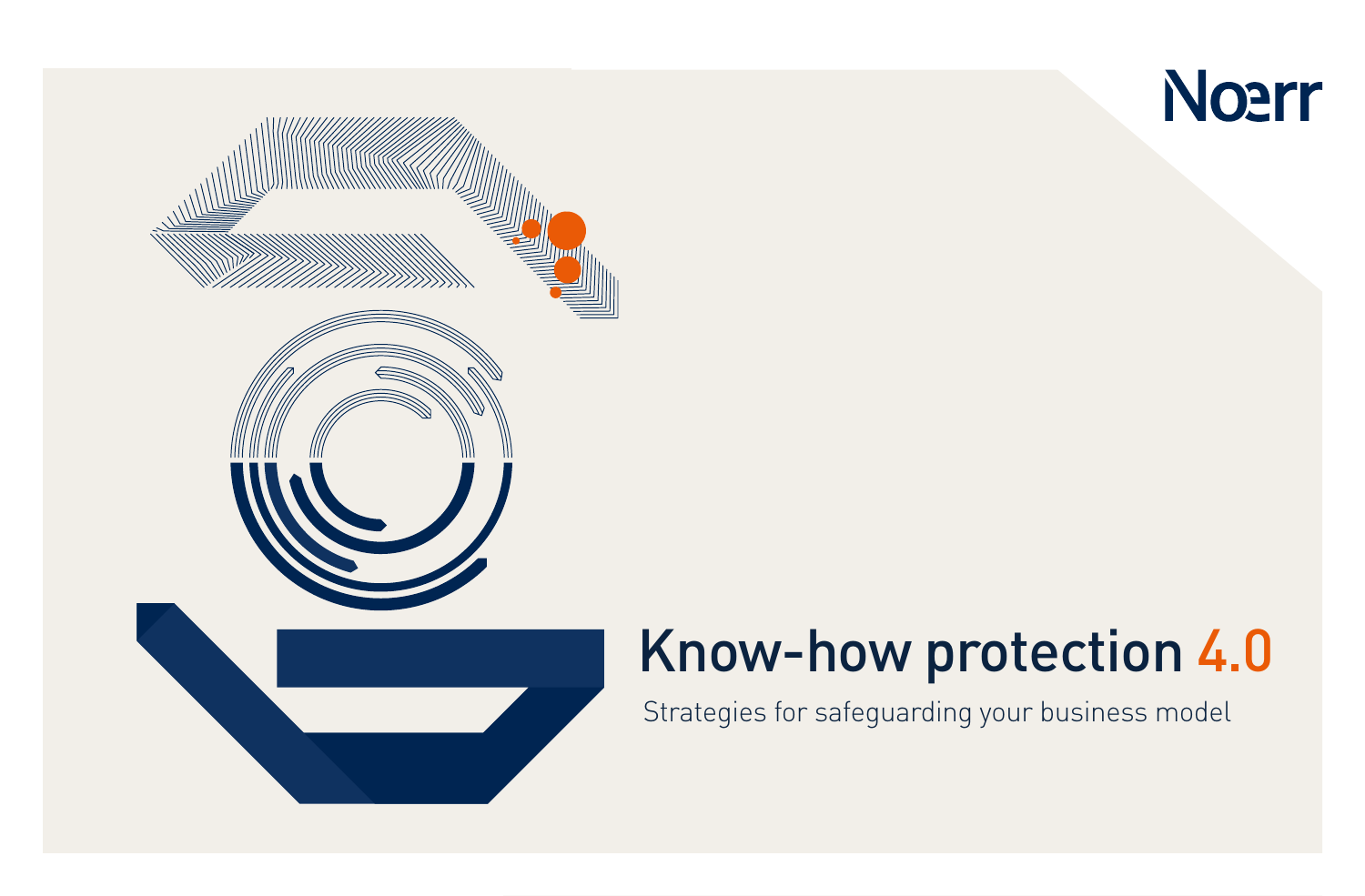Noerr

# Know-how protection 4.0

Strategies for safeguarding your business model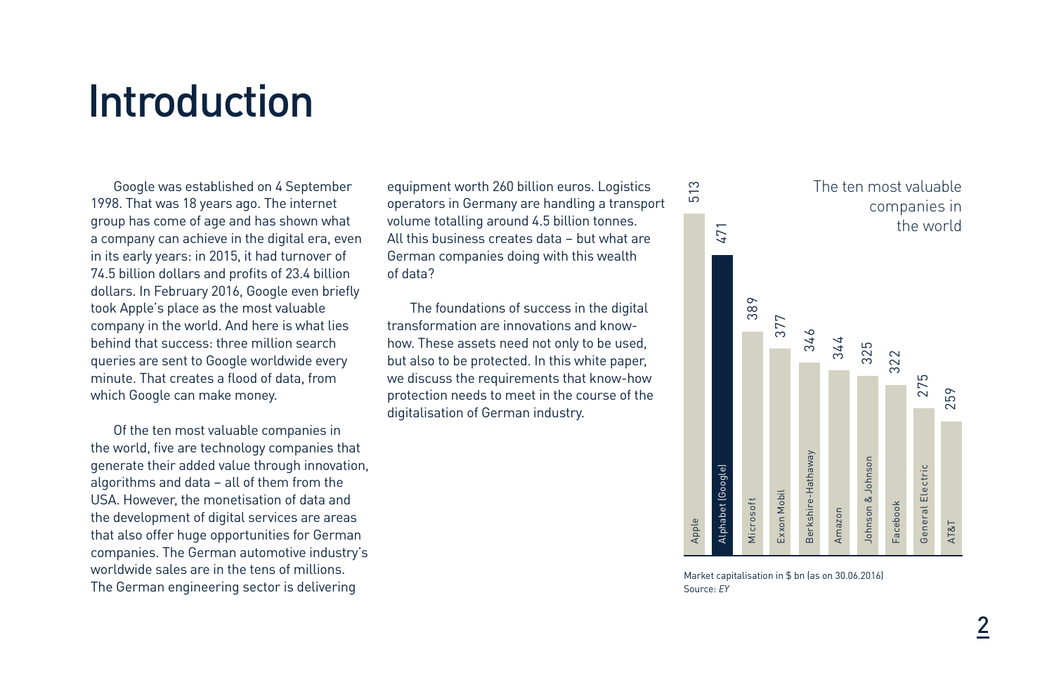# Introduction

Google was established on 4 September 1998. That was 18 years ago. The internet group has come of age and has shown what a company can achieve in the digital era, even in its early years: in 2015, it had turnover of 74.5 billion dollars and profits of 23.4 billion dollars. In February 2016, Google even briefly took Apple's place as the most valuable company in the world. And here is what lies behind that success: three million search queries are sent to Google worldwide every minute. That creates a flood of data, from which Google can make money.

Of the ten most valuable companies in the world, five are technology companies that generate their added value through innovation, algorithms and data – all of them from the USA. However, the monetisation of data and the development of digital services are areas that also offer huge opportunities for German companies. The German automotive industry's worldwide sales are in the tens of millions. The German engineering sector is delivering equipment worth 260 billion euros. Logistics operators in Germany are handling a transport volume totalling around 4.5 billion tonnes. All this business creates data – but what are German companies doing with this wealth of data?

The foundations of success in the digital transformation are innovations and know-how. These assets need not only to be used, but also to be protected. In this white paper, we discuss the requirements that know-how protection needs to meet in the course of the digitalisation of German industry.

**The ten most valuable companies in the world**

| Company | Market capitalisation ($ bn) |
|---|---|
| Apple | 513 |
| Alphabet (Google) | 471 |
| Microsoft | 389 |
| Exxon Mobil | 377 |
| Berkshire-Hathaway | 346 |
| Amazon | 344 |
| Johnson & Johnson | 325 |
| Facebook | 322 |
| General Electric | 275 |
| AT&T | 259 |

Market capitalisation in $ bn (as on 30.06.2016)
Source: *EY*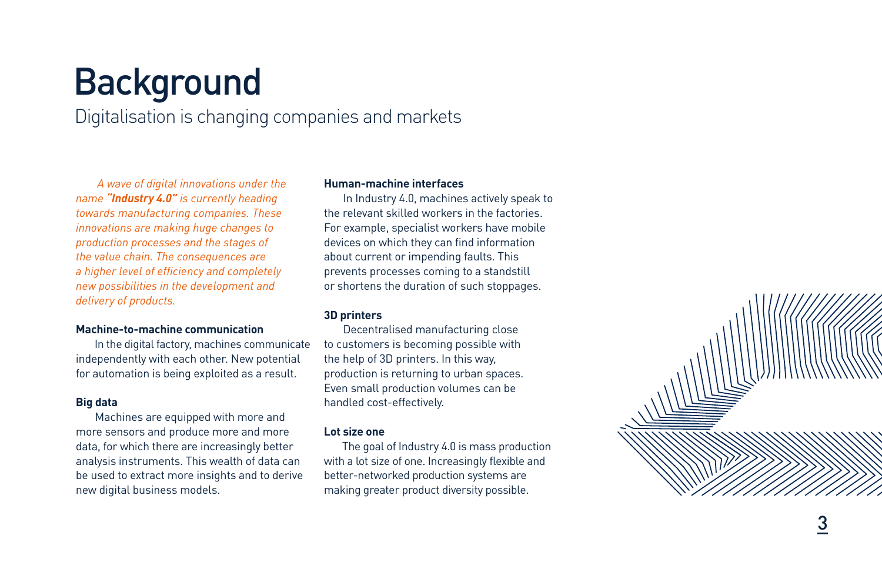# Background

Digitalisation is changing companies and markets

*A wave of digital innovations under the name **"Industry 4.0"** is currently heading towards manufacturing companies. These innovations are making huge changes to production processes and the stages of the value chain. The consequences are a higher level of efficiency and completely new possibilities in the development and delivery of products.*

**Machine-to-machine communication**

In the digital factory, machines communicate independently with each other. New potential for automation is being exploited as a result.

**Big data**

Machines are equipped with more and more sensors and produce more and more data, for which there are increasingly better analysis instruments. This wealth of data can be used to extract more insights and to derive new digital business models.

**Human-machine interfaces**

In Industry 4.0, machines actively speak to the relevant skilled workers in the factories. For example, specialist workers have mobile devices on which they can find information about current or impending faults. This prevents processes coming to a standstill or shortens the duration of such stoppages.

**3D printers**

Decentralised manufacturing close to customers is becoming possible with the help of 3D printers. In this way, production is returning to urban spaces. Even small production volumes can be handled cost-effectively.

**Lot size one**

The goal of Industry 4.0 is mass production with a lot size of one. Increasingly flexible and better-networked production systems are making greater product diversity possible.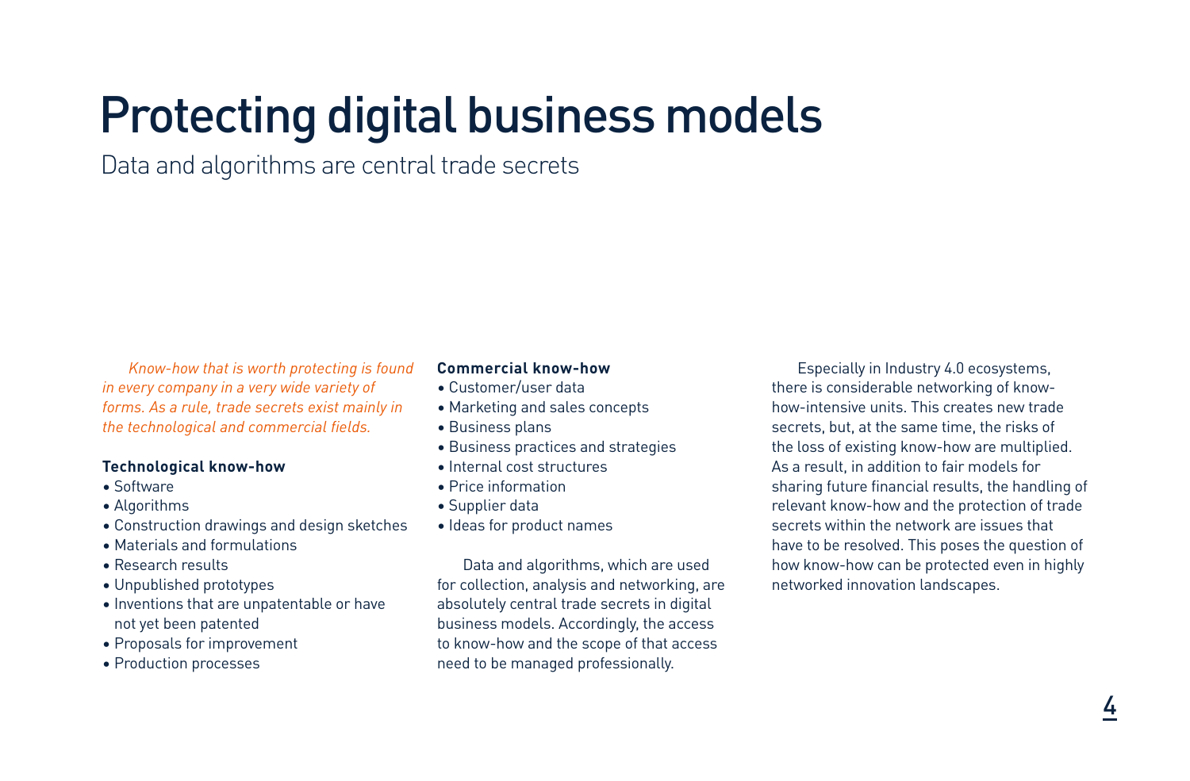# Protecting digital business models

Data and algorithms are central trade secrets

*Know-how that is worth protecting is found in every company in a very wide variety of forms. As a rule, trade secrets exist mainly in the technological and commercial fields.*

**Technological know-how**

- Software
- Algorithms
- Construction drawings and design sketches
- Materials and formulations
- Research results
- Unpublished prototypes
- Inventions that are unpatentable or have not yet been patented
- Proposals for improvement
- Production processes

**Commercial know-how**

- Customer/user data
- Marketing and sales concepts
- Business plans
- Business practices and strategies
- Internal cost structures
- Price information
- Supplier data
- Ideas for product names

Data and algorithms, which are used for collection, analysis and networking, are absolutely central trade secrets in digital business models. Accordingly, the access to know-how and the scope of that access need to be managed professionally.

Especially in Industry 4.0 ecosystems, there is considerable networking of know-how-intensive units. This creates new trade secrets, but, at the same time, the risks of the loss of existing know-how are multiplied. As a result, in addition to fair models for sharing future financial results, the handling of relevant know-how and the protection of trade secrets within the network are issues that have to be resolved. This poses the question of how know-how can be protected even in highly networked innovation landscapes.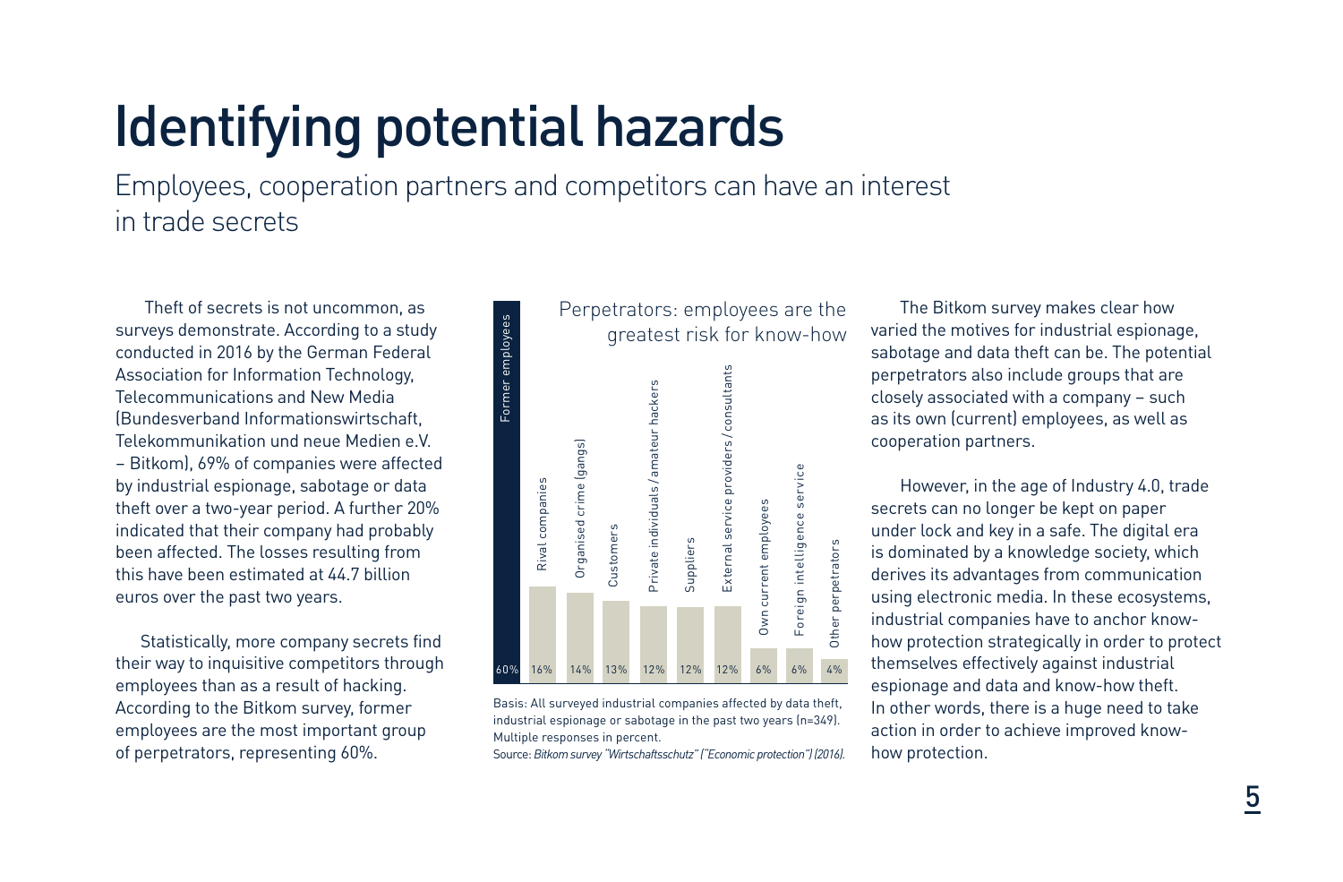# Identifying potential hazards

Employees, cooperation partners and competitors can have an interest in trade secrets

Theft of secrets is not uncommon, as surveys demonstrate. According to a study conducted in 2016 by the German Federal Association for Information Technology, Telecommunications and New Media (Bundesverband Informationswirtschaft, Telekommunikation und neue Medien e.V. – Bitkom), 69% of companies were affected by industrial espionage, sabotage or data theft over a two-year period. A further 20% indicated that their company had probably been affected. The losses resulting from this have been estimated at 44.7 billion euros over the past two years.

Statistically, more company secrets find their way to inquisitive competitors through employees than as a result of hacking. According to the Bitkom survey, former employees are the most important group of perpetrators, representing 60%.

**Perpetrators: employees are the greatest risk for know-how**

| Perpetrator | Percent |
|---|---|
| Former employees | 60% |
| Rival companies | 16% |
| Organised crime (gangs) | 14% |
| Customers | 13% |
| Private individuals / amateur hackers | 12% |
| Suppliers | 12% |
| External service providers / consultants | 12% |
| Own current employees | 6% |
| Foreign intelligence service | 6% |
| Other perpetrators | 4% |

Basis: All surveyed industrial companies affected by data theft, industrial espionage or sabotage in the past two years (n=349). Multiple responses in percent.
Source: *Bitkom survey "Wirtschaftsschutz" ("Economic protection") (2016).*

The Bitkom survey makes clear how varied the motives for industrial espionage, sabotage and data theft can be. The potential perpetrators also include groups that are closely associated with a company – such as its own (current) employees, as well as cooperation partners.

However, in the age of Industry 4.0, trade secrets can no longer be kept on paper under lock and key in a safe. The digital era is dominated by a knowledge society, which derives its advantages from communication using electronic media. In these ecosystems, industrial companies have to anchor know-how protection strategically in order to protect themselves effectively against industrial espionage and data and know-how theft. In other words, there is a huge need to take action in order to achieve improved know-how protection.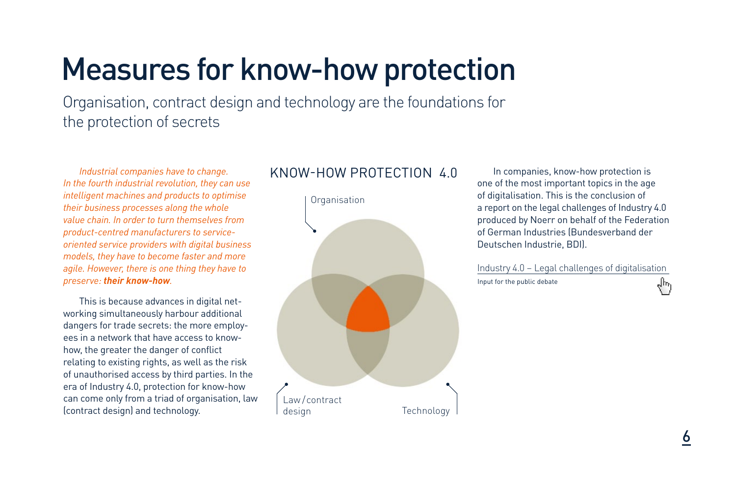# Measures for know-how protection

Organisation, contract design and technology are the foundations for the protection of secrets

*Industrial companies have to change. In the fourth industrial revolution, they can use intelligent machines and products to optimise their business processes along the whole value chain. In order to turn themselves from product-centred manufacturers to service-oriented service providers with digital business models, they have to become faster and more agile. However, there is one thing they have to preserve:* ***their know-how****.*

This is because advances in digital networking simultaneously harbour additional dangers for trade secrets: the more employees in a network that have access to know-how, the greater the danger of conflict relating to existing rights, as well as the risk of unauthorised access by third parties. In the era of Industry 4.0, protection for know-how can come only from a triad of organisation, law (contract design) and technology.

KNOW-HOW PROTECTION 4.0

Organisation

Law/contract design

Technology

In companies, know-how protection is one of the most important topics in the age of digitalisation. This is the conclusion of a report on the legal challenges of Industry 4.0 produced by Noerr on behalf of the Federation of German Industries (Bundesverband der Deutschen Industrie, BDI).

Industry 4.0 – Legal challenges of digitalisation

Input for the public debate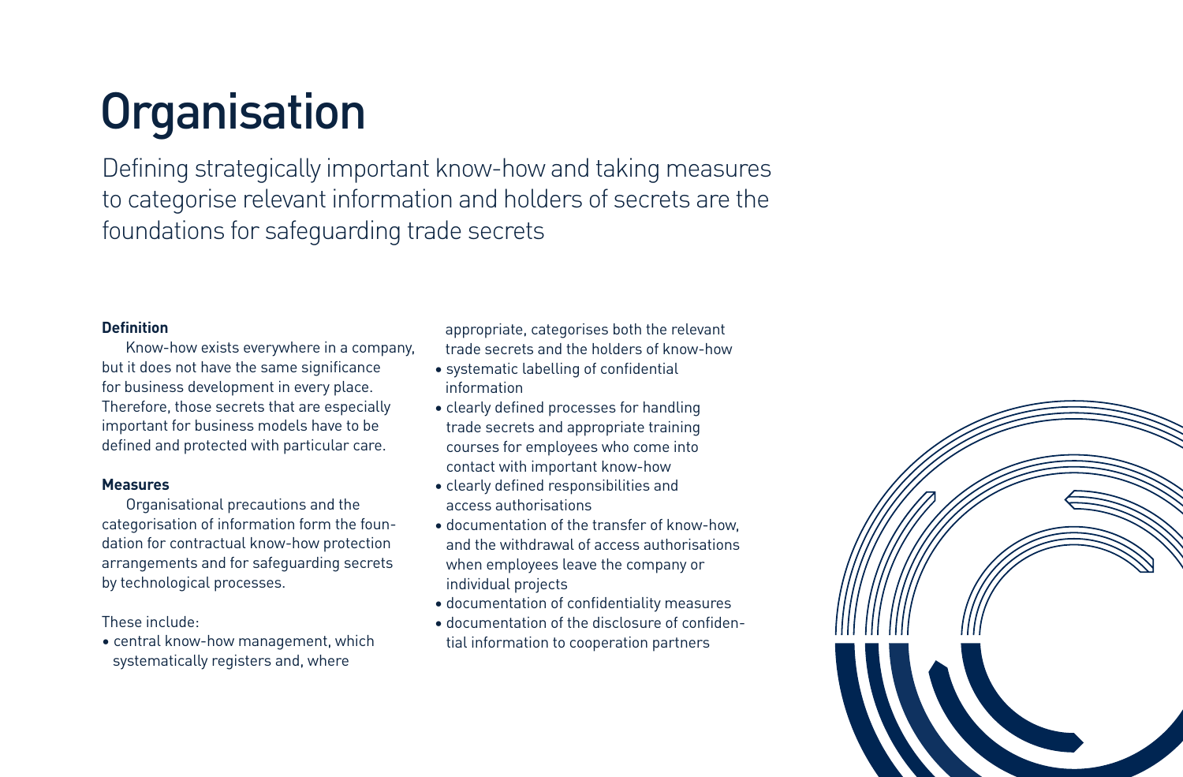# Organisation

Defining strategically important know-how and taking measures to categorise relevant information and holders of secrets are the foundations for safeguarding trade secrets

**Definition**

Know-how exists everywhere in a company, but it does not have the same significance for business development in every place. Therefore, those secrets that are especially important for business models have to be defined and protected with particular care.

**Measures**

Organisational precautions and the categorisation of information form the foundation for contractual know-how protection arrangements and for safeguarding secrets by technological processes.

These include:

- central know-how management, which systematically registers and, where appropriate, categorises both the relevant trade secrets and the holders of know-how
- systematic labelling of confidential information
- clearly defined processes for handling trade secrets and appropriate training courses for employees who come into contact with important know-how
- clearly defined responsibilities and access authorisations
- documentation of the transfer of know-how, and the withdrawal of access authorisations when employees leave the company or individual projects
- documentation of confidentiality measures
- documentation of the disclosure of confidential information to cooperation partners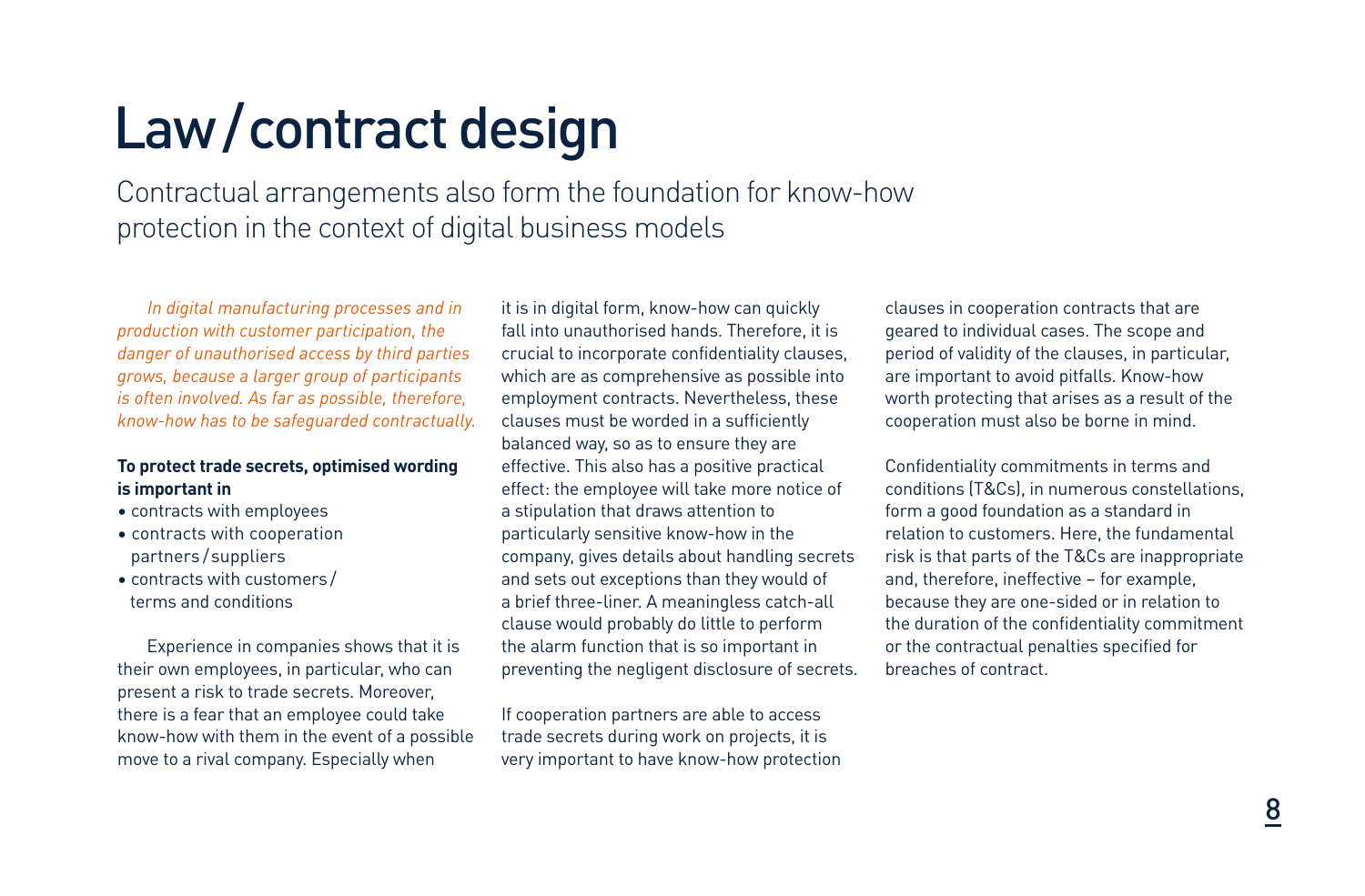# Law / contract design

Contractual arrangements also form the foundation for know-how protection in the context of digital business models

*In digital manufacturing processes and in production with customer participation, the danger of unauthorised access by third parties grows, because a larger group of participants is often involved. As far as possible, therefore, know-how has to be safeguarded contractually.*

**To protect trade secrets, optimised wording is important in**

- contracts with employees
- contracts with cooperation partners / suppliers
- contracts with customers / terms and conditions

Experience in companies shows that it is their own employees, in particular, who can present a risk to trade secrets. Moreover, there is a fear that an employee could take know-how with them in the event of a possible move to a rival company. Especially when it is in digital form, know-how can quickly fall into unauthorised hands. Therefore, it is crucial to incorporate confidentiality clauses, which are as comprehensive as possible into employment contracts. Nevertheless, these clauses must be worded in a sufficiently balanced way, so as to ensure they are effective. This also has a positive practical effect: the employee will take more notice of a stipulation that draws attention to particularly sensitive know-how in the company, gives details about handling secrets and sets out exceptions than they would of a brief three-liner. A meaningless catch-all clause would probably do little to perform the alarm function that is so important in preventing the negligent disclosure of secrets.

If cooperation partners are able to access trade secrets during work on projects, it is very important to have know-how protection clauses in cooperation contracts that are geared to individual cases. The scope and period of validity of the clauses, in particular, are important to avoid pitfalls. Know-how worth protecting that arises as a result of the cooperation must also be borne in mind.

Confidentiality commitments in terms and conditions (T&Cs), in numerous constellations, form a good foundation as a standard in relation to customers. Here, the fundamental risk is that parts of the T&Cs are inappropriate and, therefore, ineffective – for example, because they are one-sided or in relation to the duration of the confidentiality commitment or the contractual penalties specified for breaches of contract.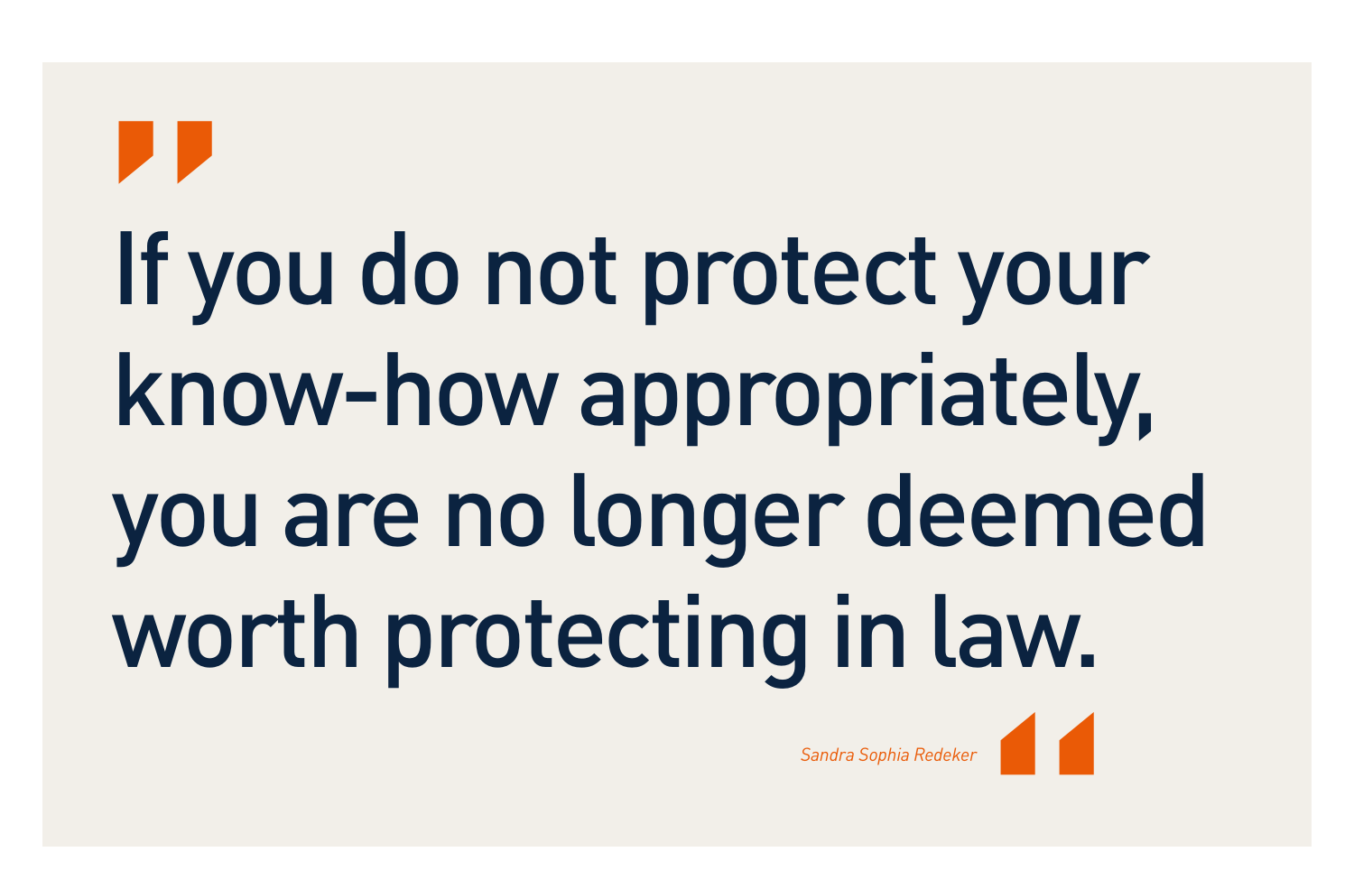> If you do not protect your know-how appropriately, you are no longer deemed worth protecting in law.
>
> *Sandra Sophia Redeker*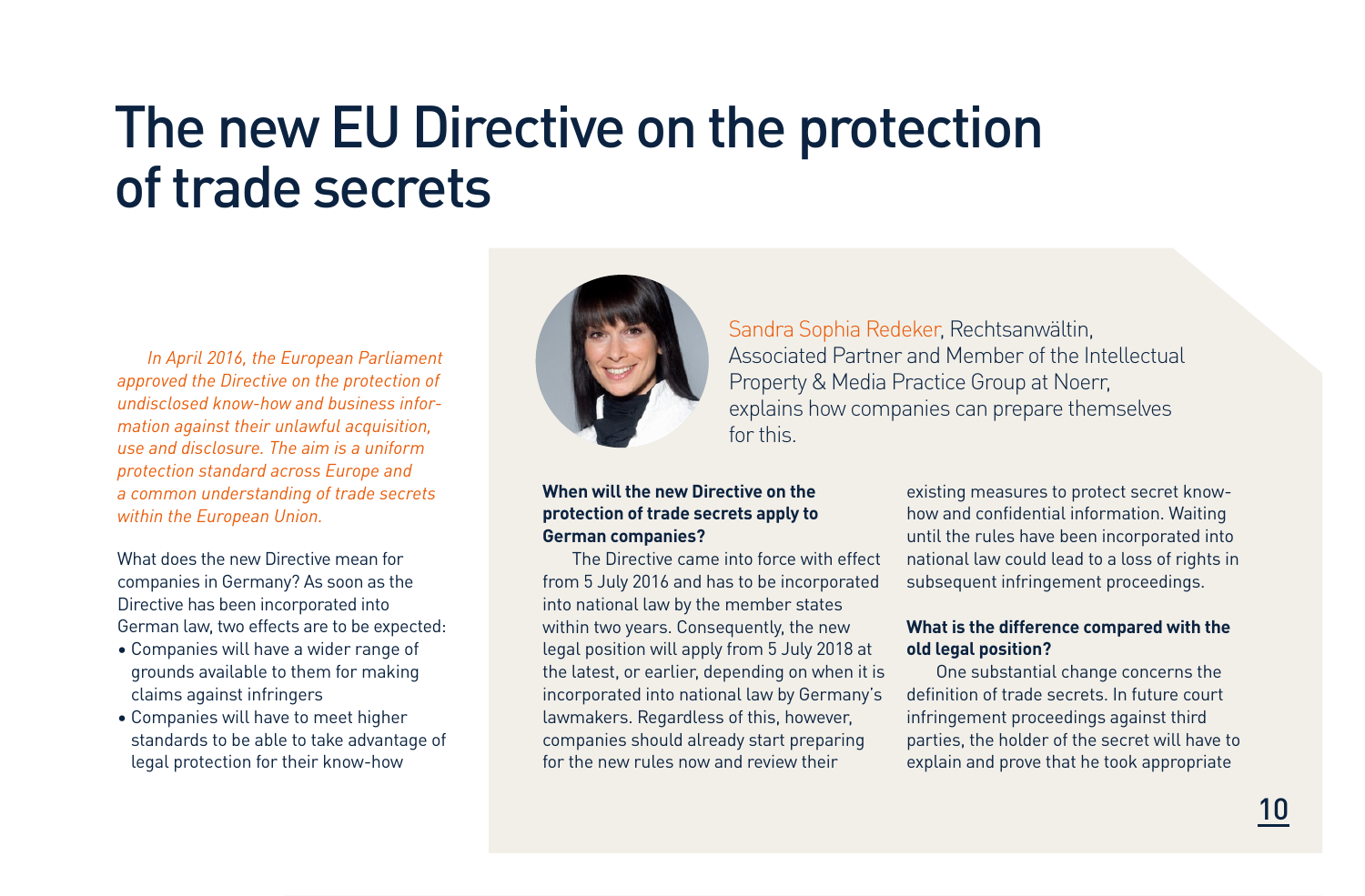# The new EU Directive on the protection of trade secrets

*In April 2016, the European Parliament approved the Directive on the protection of undisclosed know-how and business information against their unlawful acquisition, use and disclosure. The aim is a uniform protection standard across Europe and a common understanding of trade secrets within the European Union.*

What does the new Directive mean for companies in Germany? As soon as the Directive has been incorporated into German law, two effects are to be expected:

- Companies will have a wider range of grounds available to them for making claims against infringers
- Companies will have to meet higher standards to be able to take advantage of legal protection for their know-how

Sandra Sophia Redeker, Rechtsanwältin, Associated Partner and Member of the Intellectual Property & Media Practice Group at Noerr, explains how companies can prepare themselves for this.

**When will the new Directive on the protection of trade secrets apply to German companies?**

The Directive came into force with effect from 5 July 2016 and has to be incorporated into national law by the member states within two years. Consequently, the new legal position will apply from 5 July 2018 at the latest, or earlier, depending on when it is incorporated into national law by Germany's lawmakers. Regardless of this, however, companies should already start preparing for the new rules now and review their existing measures to protect secret know-how and confidential information. Waiting until the rules have been incorporated into national law could lead to a loss of rights in subsequent infringement proceedings.

**What is the difference compared with the old legal position?**

One substantial change concerns the definition of trade secrets. In future court infringement proceedings against third parties, the holder of the secret will have to explain and prove that he took appropriate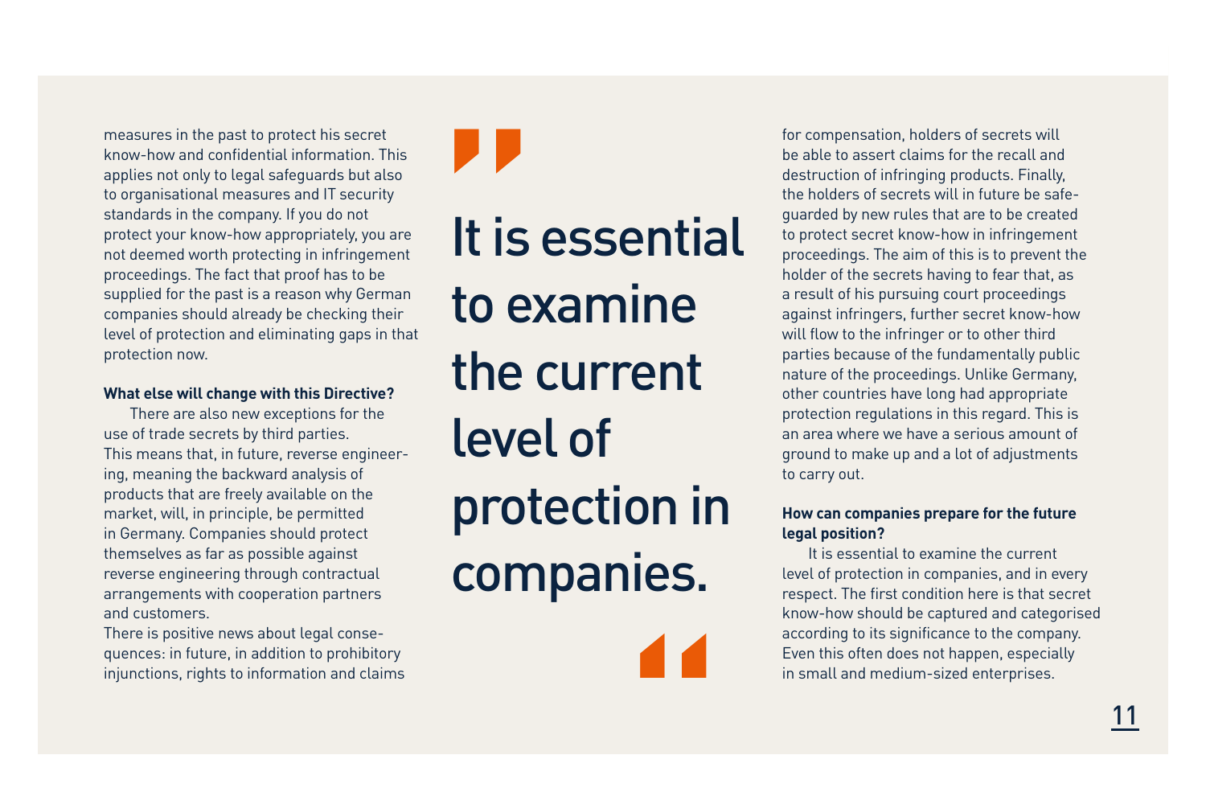measures in the past to protect his secret know-how and confidential information. This applies not only to legal safeguards but also to organisational measures and IT security standards in the company. If you do not protect your know-how appropriately, you are not deemed worth protecting in infringement proceedings. The fact that proof has to be supplied for the past is a reason why German companies should already be checking their level of protection and eliminating gaps in that protection now.

**What else will change with this Directive?**

There are also new exceptions for the use of trade secrets by third parties. This means that, in future, reverse engineering, meaning the backward analysis of products that are freely available on the market, will, in principle, be permitted in Germany. Companies should protect themselves as far as possible against reverse engineering through contractual arrangements with cooperation partners and customers.

There is positive news about legal consequences: in future, in addition to prohibitory injunctions, rights to information and claims for compensation, holders of secrets will be able to assert claims for the recall and destruction of infringing products. Finally, the holders of secrets will in future be safeguarded by new rules that are to be created to protect secret know-how in infringement proceedings. The aim of this is to prevent the holder of the secrets having to fear that, as a result of his pursuing court proceedings against infringers, further secret know-how will flow to the infringer or to other third parties because of the fundamentally public nature of the proceedings. Unlike Germany, other countries have long had appropriate protection regulations in this regard. This is an area where we have a serious amount of ground to make up and a lot of adjustments to carry out.

> "It is essential to examine the current level of protection in companies."

**How can companies prepare for the future legal position?**

It is essential to examine the current level of protection in companies, and in every respect. The first condition here is that secret know-how should be captured and categorised according to its significance to the company. Even this often does not happen, especially in small and medium-sized enterprises.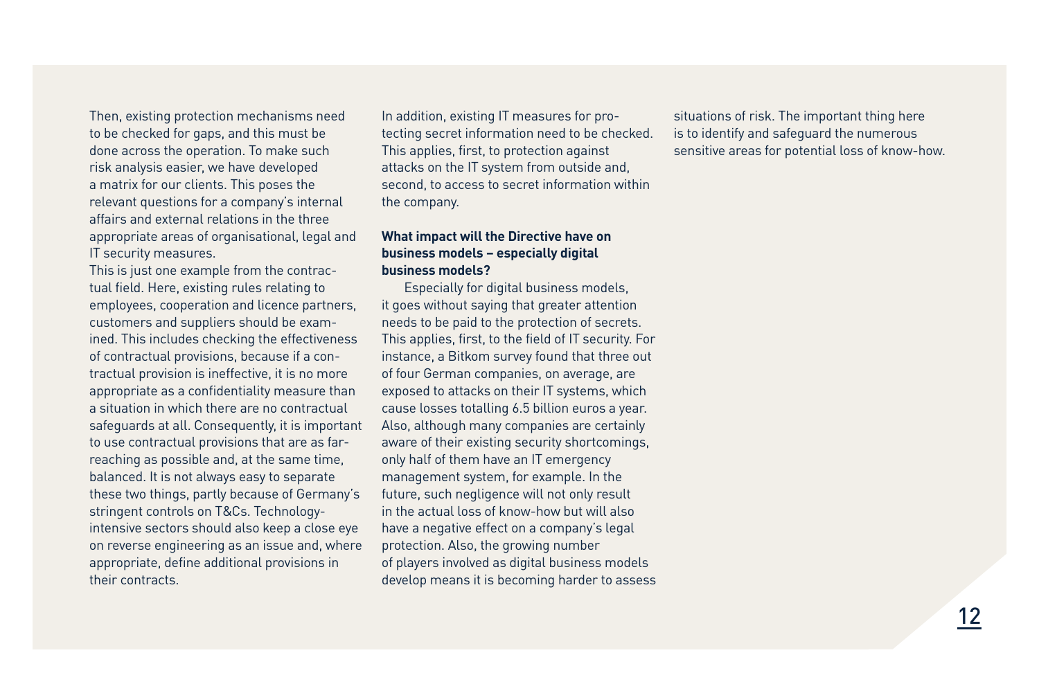Then, existing protection mechanisms need to be checked for gaps, and this must be done across the operation. To make such risk analysis easier, we have developed a matrix for our clients. This poses the relevant questions for a company's internal affairs and external relations in the three appropriate areas of organisational, legal and IT security measures.

This is just one example from the contractual field. Here, existing rules relating to employees, cooperation and licence partners, customers and suppliers should be examined. This includes checking the effectiveness of contractual provisions, because if a contractual provision is ineffective, it is no more appropriate as a confidentiality measure than a situation in which there are no contractual safeguards at all. Consequently, it is important to use contractual provisions that are as far-reaching as possible and, at the same time, balanced. It is not always easy to separate these two things, partly because of Germany's stringent controls on T&Cs. Technology-intensive sectors should also keep a close eye on reverse engineering as an issue and, where appropriate, define additional provisions in their contracts.

In addition, existing IT measures for protecting secret information need to be checked. This applies, first, to protection against attacks on the IT system from outside and, second, to access to secret information within the company.

**What impact will the Directive have on business models – especially digital business models?**

Especially for digital business models, it goes without saying that greater attention needs to be paid to the protection of secrets. This applies, first, to the field of IT security. For instance, a Bitkom survey found that three out of four German companies, on average, are exposed to attacks on their IT systems, which cause losses totalling 6.5 billion euros a year. Also, although many companies are certainly aware of their existing security shortcomings, only half of them have an IT emergency management system, for example. In the future, such negligence will not only result in the actual loss of know-how but will also have a negative effect on a company's legal protection. Also, the growing number of players involved as digital business models develop means it is becoming harder to assess situations of risk. The important thing here is to identify and safeguard the numerous sensitive areas for potential loss of know-how.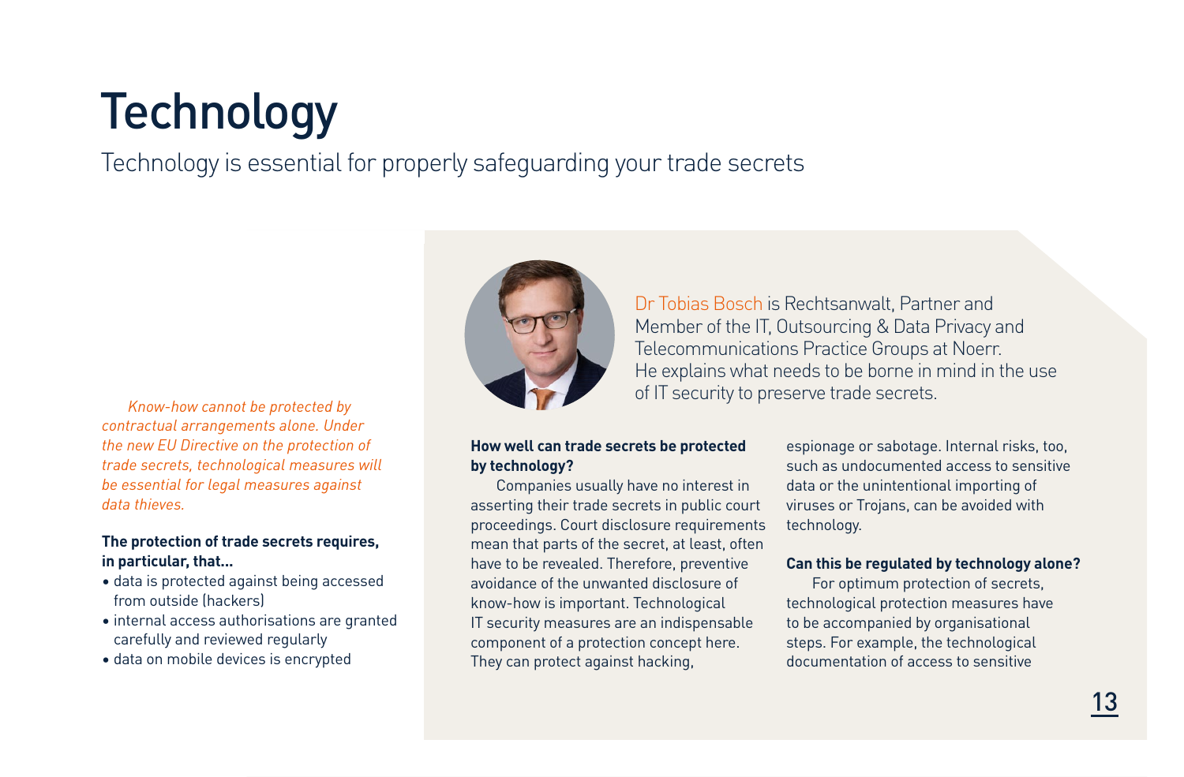# Technology

Technology is essential for properly safeguarding your trade secrets

*Know-how cannot be protected by contractual arrangements alone. Under the new EU Directive on the protection of trade secrets, technological measures will be essential for legal measures against data thieves.*

**The protection of trade secrets requires, in particular, that...**

- data is protected against being accessed from outside (hackers)
- internal access authorisations are granted carefully and reviewed regularly
- data on mobile devices is encrypted

Dr Tobias Bosch is Rechtsanwalt, Partner and Member of the IT, Outsourcing & Data Privacy and Telecommunications Practice Groups at Noerr. He explains what needs to be borne in mind in the use of IT security to preserve trade secrets.

**How well can trade secrets be protected by technology?**

Companies usually have no interest in asserting their trade secrets in public court proceedings. Court disclosure requirements mean that parts of the secret, at least, often have to be revealed. Therefore, preventive avoidance of the unwanted disclosure of know-how is important. Technological IT security measures are an indispensable component of a protection concept here. They can protect against hacking, espionage or sabotage. Internal risks, too, such as undocumented access to sensitive data or the unintentional importing of viruses or Trojans, can be avoided with technology.

**Can this be regulated by technology alone?**

For optimum protection of secrets, technological protection measures have to be accompanied by organisational steps. For example, the technological documentation of access to sensitive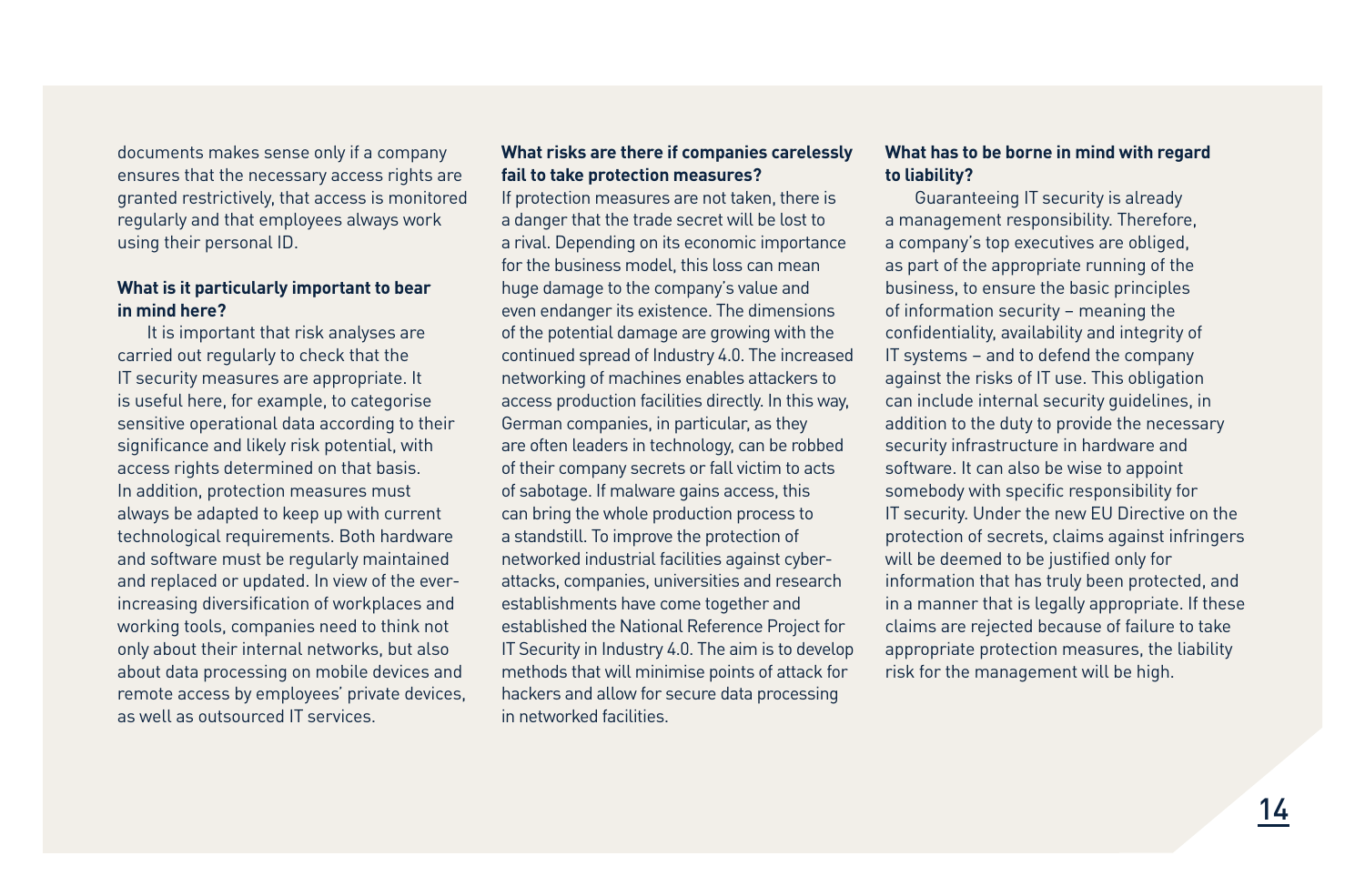documents makes sense only if a company ensures that the necessary access rights are granted restrictively, that access is monitored regularly and that employees always work using their personal ID.

**What is it particularly important to bear in mind here?**

It is important that risk analyses are carried out regularly to check that the IT security measures are appropriate. It is useful here, for example, to categorise sensitive operational data according to their significance and likely risk potential, with access rights determined on that basis. In addition, protection measures must always be adapted to keep up with current technological requirements. Both hardware and software must be regularly maintained and replaced or updated. In view of the ever-increasing diversification of workplaces and working tools, companies need to think not only about their internal networks, but also about data processing on mobile devices and remote access by employees' private devices, as well as outsourced IT services.

**What risks are there if companies carelessly fail to take protection measures?**

If protection measures are not taken, there is a danger that the trade secret will be lost to a rival. Depending on its economic importance for the business model, this loss can mean huge damage to the company's value and even endanger its existence. The dimensions of the potential damage are growing with the continued spread of Industry 4.0. The increased networking of machines enables attackers to access production facilities directly. In this way, German companies, in particular, as they are often leaders in technology, can be robbed of their company secrets or fall victim to acts of sabotage. If malware gains access, this can bring the whole production process to a standstill. To improve the protection of networked industrial facilities against cyber-attacks, companies, universities and research establishments have come together and established the National Reference Project for IT Security in Industry 4.0. The aim is to develop methods that will minimise points of attack for hackers and allow for secure data processing in networked facilities.

**What has to be borne in mind with regard to liability?**

Guaranteeing IT security is already a management responsibility. Therefore, a company's top executives are obliged, as part of the appropriate running of the business, to ensure the basic principles of information security – meaning the confidentiality, availability and integrity of IT systems – and to defend the company against the risks of IT use. This obligation can include internal security guidelines, in addition to the duty to provide the necessary security infrastructure in hardware and software. It can also be wise to appoint somebody with specific responsibility for IT security. Under the new EU Directive on the protection of secrets, claims against infringers will be deemed to be justified only for information that has truly been protected, and in a manner that is legally appropriate. If these claims are rejected because of failure to take appropriate protection measures, the liability risk for the management will be high.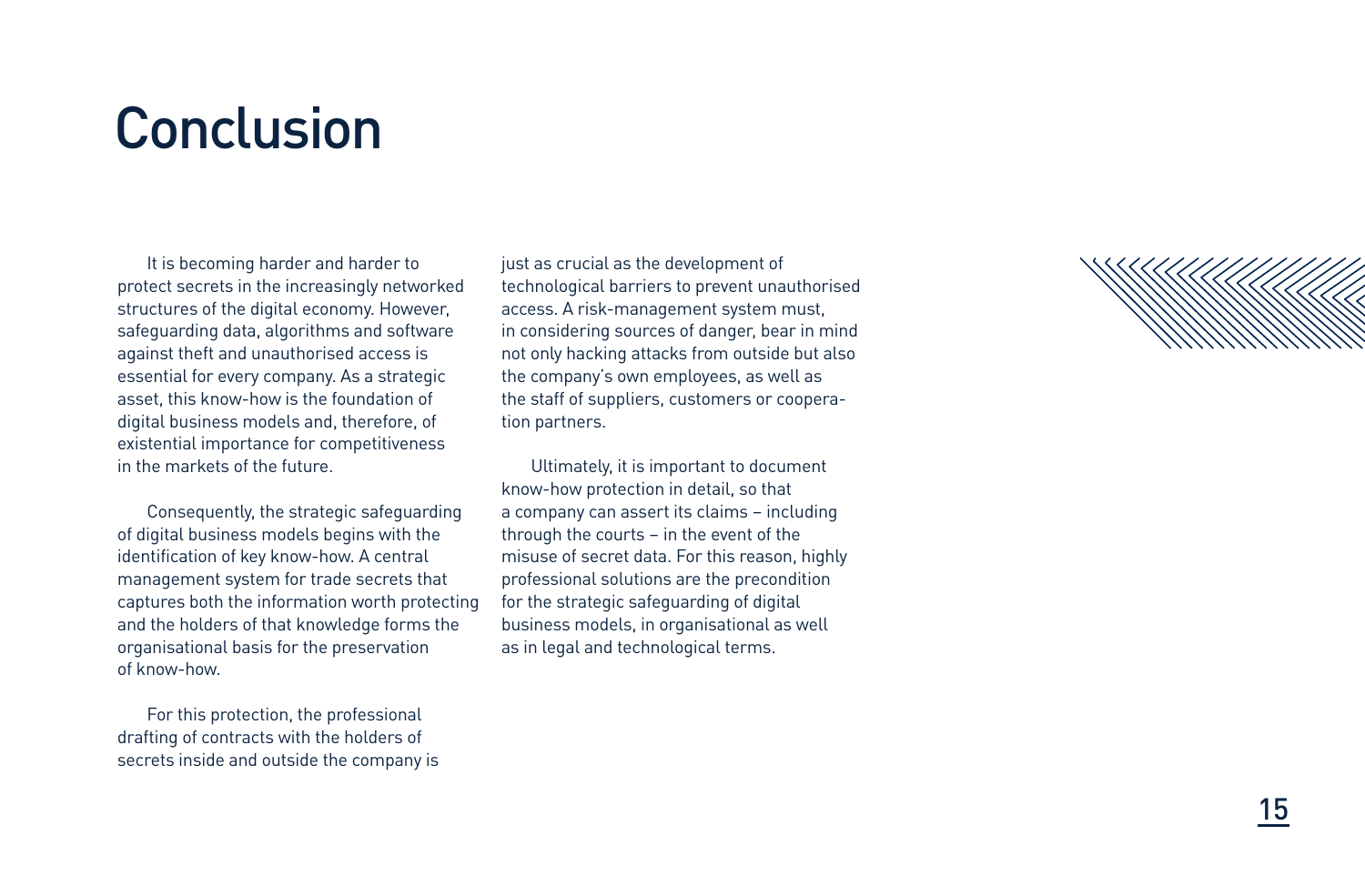# Conclusion

It is becoming harder and harder to protect secrets in the increasingly networked structures of the digital economy. However, safeguarding data, algorithms and software against theft and unauthorised access is essential for every company. As a strategic asset, this know-how is the foundation of digital business models and, therefore, of existential importance for competitiveness in the markets of the future.

Consequently, the strategic safeguarding of digital business models begins with the identification of key know-how. A central management system for trade secrets that captures both the information worth protecting and the holders of that knowledge forms the organisational basis for the preservation of know-how.

For this protection, the professional drafting of contracts with the holders of secrets inside and outside the company is just as crucial as the development of technological barriers to prevent unauthorised access. A risk-management system must, in considering sources of danger, bear in mind not only hacking attacks from outside but also the company's own employees, as well as the staff of suppliers, customers or cooperation partners.

Ultimately, it is important to document know-how protection in detail, so that a company can assert its claims – including through the courts – in the event of the misuse of secret data. For this reason, highly professional solutions are the precondition for the strategic safeguarding of digital business models, in organisational as well as in legal and technological terms.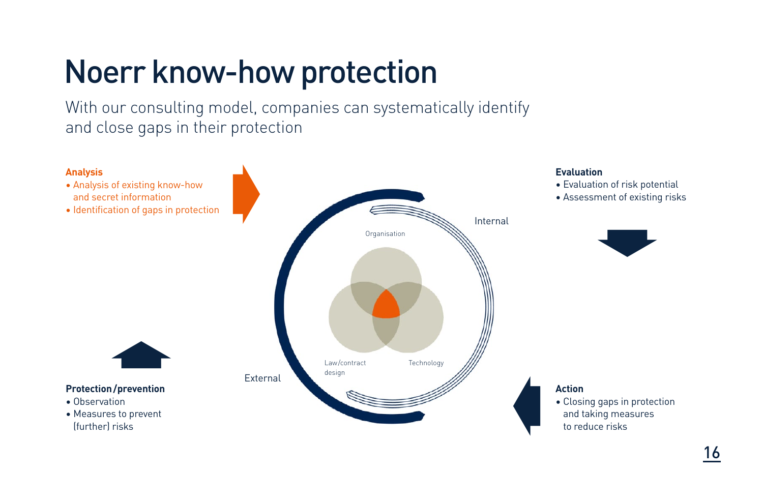# Noerr know-how protection

With our consulting model, companies can systematically identify and close gaps in their protection

**Analysis**
- Analysis of existing know-how and secret information
- Identification of gaps in protection

**Evaluation**
- Evaluation of risk potential
- Assessment of existing risks

Internal

Organisation

Law/contract design

Technology

External

**Action**
- Closing gaps in protection and taking measures to reduce risks

**Protection/prevention**
- Observation
- Measures to prevent (further) risks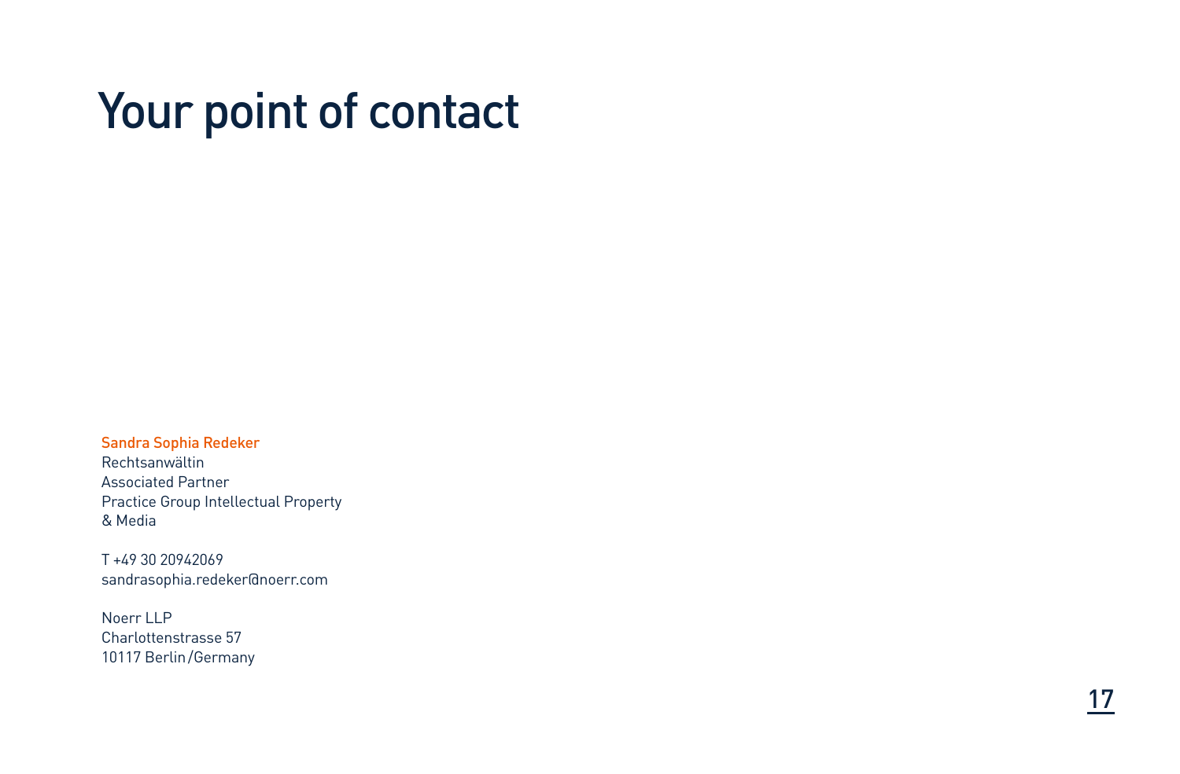# Your point of contact

**Sandra Sophia Redeker**
Rechtsanwältin
Associated Partner
Practice Group Intellectual Property
& Media

T +49 30 20942069
sandrasophia.redeker@noerr.com

Noerr LLP
Charlottenstrasse 57
10117 Berlin / Germany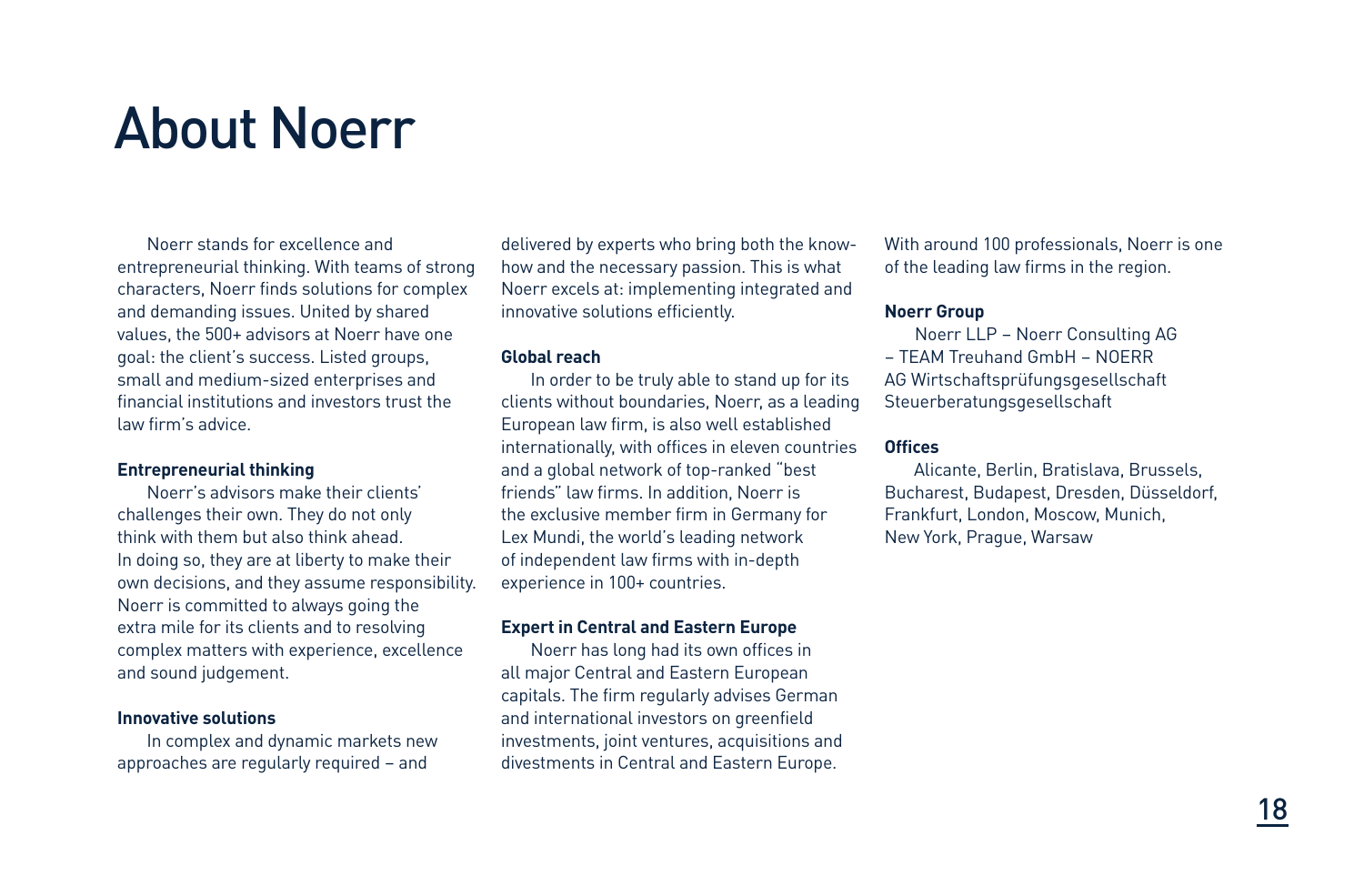# About Noerr

Noerr stands for excellence and entrepreneurial thinking. With teams of strong characters, Noerr finds solutions for complex and demanding issues. United by shared values, the 500+ advisors at Noerr have one goal: the client's success. Listed groups, small and medium-sized enterprises and financial institutions and investors trust the law firm's advice.

**Entrepreneurial thinking**

Noerr's advisors make their clients' challenges their own. They do not only think with them but also think ahead. In doing so, they are at liberty to make their own decisions, and they assume responsibility. Noerr is committed to always going the extra mile for its clients and to resolving complex matters with experience, excellence and sound judgement.

**Innovative solutions**

In complex and dynamic markets new approaches are regularly required – and delivered by experts who bring both the know-how and the necessary passion. This is what Noerr excels at: implementing integrated and innovative solutions efficiently.

**Global reach**

In order to be truly able to stand up for its clients without boundaries, Noerr, as a leading European law firm, is also well established internationally, with offices in eleven countries and a global network of top-ranked "best friends" law firms. In addition, Noerr is the exclusive member firm in Germany for Lex Mundi, the world's leading network of independent law firms with in-depth experience in 100+ countries.

**Expert in Central and Eastern Europe**

Noerr has long had its own offices in all major Central and Eastern European capitals. The firm regularly advises German and international investors on greenfield investments, joint ventures, acquisitions and divestments in Central and Eastern Europe. With around 100 professionals, Noerr is one of the leading law firms in the region.

**Noerr Group**

Noerr LLP – Noerr Consulting AG – TEAM Treuhand GmbH – NOERR AG Wirtschaftsprüfungsgesellschaft Steuerberatungsgesellschaft

**Offices**

Alicante, Berlin, Bratislava, Brussels, Bucharest, Budapest, Dresden, Düsseldorf, Frankfurt, London, Moscow, Munich, New York, Prague, Warsaw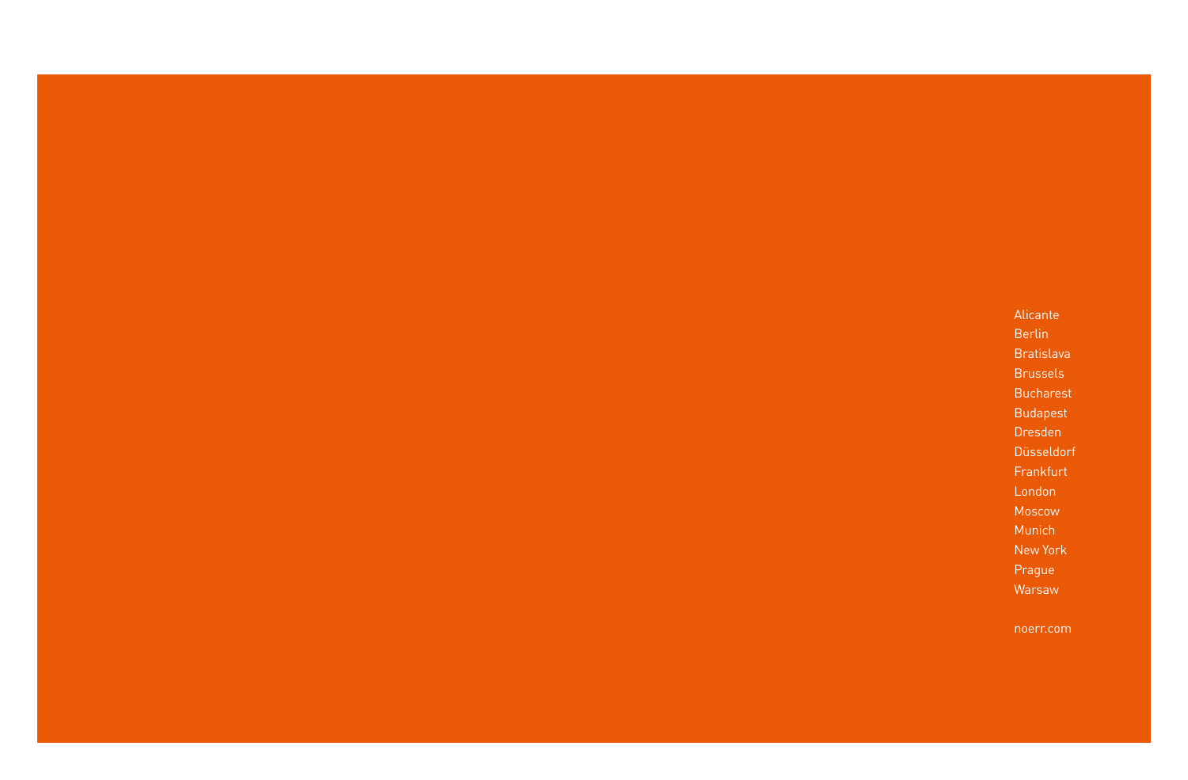Alicante
Berlin
Bratislava
Brussels
Bucharest
Budapest
Dresden
Düsseldorf
Frankfurt
London
Moscow
Munich
New York
Prague
Warsaw

noerr.com